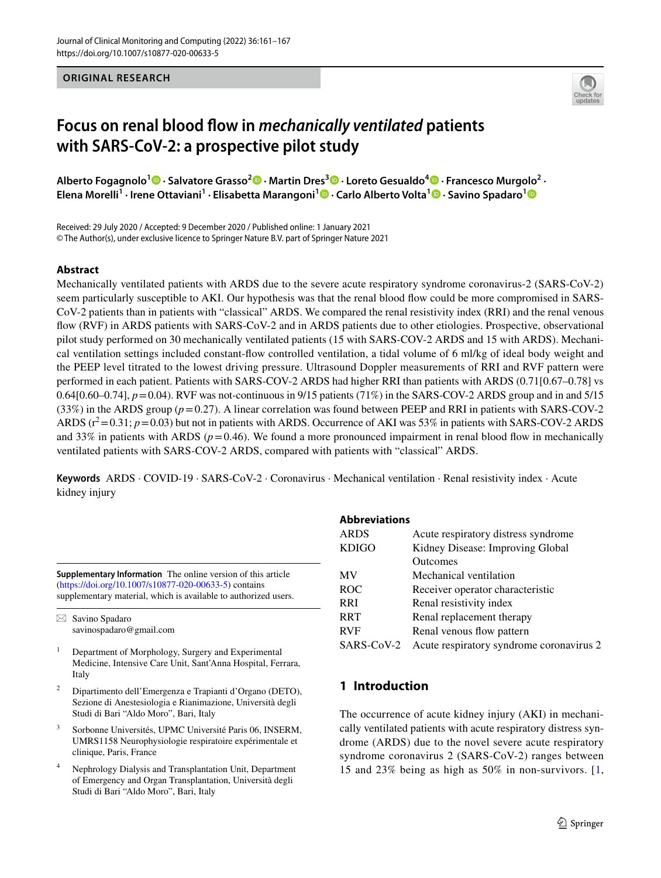ORIGINAL RESEARCH

# Focus on renal blood flow in *mechanically ventilated* patients with SARS-CoV-2: a prospective pilot study

**Alberto Fogagnolo[1] · Salvatore Grasso[2] · Martin Dres[3] · Loreto Gesualdo[4] · Francesco Murgolo[2] · Elena Morelli[1] · Irene Ottaviani[1] · Elisabetta Marangoni[1] · Carlo Alberto Volta[1] · Savino Spadaro[1]**

Received: 29 July 2020 / Accepted: 9 December 2020 / Published online: 1 January 2021
© The Author(s), under exclusive licence to Springer Nature B.V. part of Springer Nature 2021

## Abstract

Mechanically ventilated patients with ARDS due to the severe acute respiratory syndrome coronavirus-2 (SARS-CoV-2) seem particularly susceptible to AKI. Our hypothesis was that the renal blood flow could be more compromised in SARS-CoV-2 patients than in patients with "classical" ARDS. We compared the renal resistivity index (RRI) and the renal venous flow (RVF) in ARDS patients with SARS-CoV-2 and in ARDS patients due to other etiologies. Prospective, observational pilot study performed on 30 mechanically ventilated patients (15 with SARS-COV-2 ARDS and 15 with ARDS). Mechanical ventilation settings included constant-flow controlled ventilation, a tidal volume of 6 ml/kg of ideal body weight and the PEEP level titrated to the lowest driving pressure. Ultrasound Doppler measurements of RRI and RVF pattern were performed in each patient. Patients with SARS-COV-2 ARDS had higher RRI than patients with ARDS (0.71[0.67–0.78] vs 0.64[0.60–0.74], $p = 0.04$). RVF was not-continuous in 9/15 patients (71%) in the SARS-COV-2 ARDS group and in and 5/15 (33%) in the ARDS group ($p = 0.27$). A linear correlation was found between PEEP and RRI in patients with SARS-COV-2 ARDS ($r^2 = 0.31$; $p = 0.03$) but not in patients with ARDS. Occurrence of AKI was 53% in patients with SARS-COV-2 ARDS and 33% in patients with ARDS ($p = 0.46$). We found a more pronounced impairment in renal blood flow in mechanically ventilated patients with SARS-COV-2 ARDS, compared with patients with "classical" ARDS.

**Keywords** ARDS · COVID-19 · SARS-CoV-2 · Coronavirus · Mechanical ventilation · Renal resistivity index · Acute kidney injury

**Supplementary Information** The online version of this article (https://doi.org/10.1007/s10877-020-00633-5) contains supplementary material, which is available to authorized users.

✉ Savino Spadaro
savinospadaro@gmail.com

[1] Department of Morphology, Surgery and Experimental Medicine, Intensive Care Unit, Sant'Anna Hospital, Ferrara, Italy

[2] Dipartimento dell'Emergenza e Trapianti d'Organo (DETO), Sezione di Anestesiologia e Rianimazione, Università degli Studi di Bari "Aldo Moro", Bari, Italy

[3] Sorbonne Universités, UPMC Université Paris 06, INSERM, UMRS1158 Neurophysiologie respiratoire expérimentale et clinique, Paris, France

[4] Nephrology Dialysis and Transplantation Unit, Department of Emergency and Organ Transplantation, Università degli Studi di Bari "Aldo Moro", Bari, Italy

**Abbreviations**

| | |
|---|---|
| ARDS | Acute respiratory distress syndrome |
| KDIGO | Kidney Disease: Improving Global Outcomes |
| MV | Mechanical ventilation |
| ROC | Receiver operator characteristic |
| RRI | Renal resistivity index |
| RRT | Renal replacement therapy |
| RVF | Renal venous flow pattern |
| SARS-CoV-2 | Acute respiratory syndrome coronavirus 2 |

## 1 Introduction

The occurrence of acute kidney injury (AKI) in mechanically ventilated patients with acute respiratory distress syndrome (ARDS) due to the novel severe acute respiratory syndrome coronavirus 2 (SARS-CoV-2) ranges between 15 and 23% being as high as 50% in non-survivors. [1,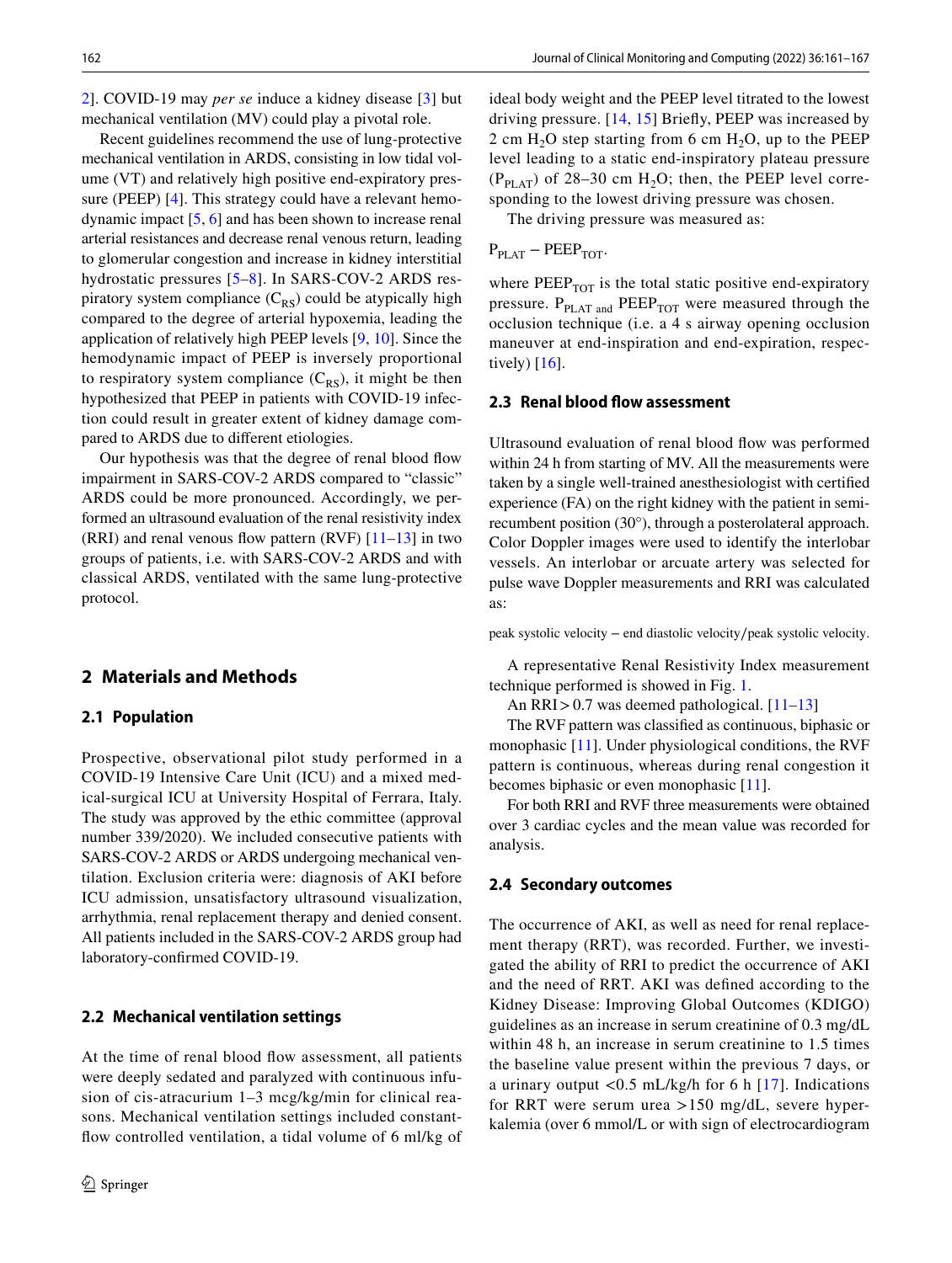2]. COVID-19 may *per se* induce a kidney disease [3] but mechanical ventilation (MV) could play a pivotal role.

Recent guidelines recommend the use of lung-protective mechanical ventilation in ARDS, consisting in low tidal volume (VT) and relatively high positive end-expiratory pressure (PEEP) [4]. This strategy could have a relevant hemodynamic impact [5, 6] and has been shown to increase renal arterial resistances and decrease renal venous return, leading to glomerular congestion and increase in kidney interstitial hydrostatic pressures [5–8]. In SARS-COV-2 ARDS respiratory system compliance ($C_{RS}$) could be atypically high compared to the degree of arterial hypoxemia, leading the application of relatively high PEEP levels [9, 10]. Since the hemodynamic impact of PEEP is inversely proportional to respiratory system compliance ($C_{RS}$), it might be then hypothesized that PEEP in patients with COVID-19 infection could result in greater extent of kidney damage compared to ARDS due to different etiologies.

Our hypothesis was that the degree of renal blood flow impairment in SARS-COV-2 ARDS compared to "classic" ARDS could be more pronounced. Accordingly, we performed an ultrasound evaluation of the renal resistivity index (RRI) and renal venous flow pattern (RVF) [11–13] in two groups of patients, i.e. with SARS-COV-2 ARDS and with classical ARDS, ventilated with the same lung-protective protocol.

## 2 Materials and Methods

### 2.1 Population

Prospective, observational pilot study performed in a COVID-19 Intensive Care Unit (ICU) and a mixed medical-surgical ICU at University Hospital of Ferrara, Italy. The study was approved by the ethic committee (approval number 339/2020). We included consecutive patients with SARS-COV-2 ARDS or ARDS undergoing mechanical ventilation. Exclusion criteria were: diagnosis of AKI before ICU admission, unsatisfactory ultrasound visualization, arrhythmia, renal replacement therapy and denied consent. All patients included in the SARS-COV-2 ARDS group had laboratory-confirmed COVID-19.

### 2.2 Mechanical ventilation settings

At the time of renal blood flow assessment, all patients were deeply sedated and paralyzed with continuous infusion of cis-atracurium 1–3 mcg/kg/min for clinical reasons. Mechanical ventilation settings included constant-flow controlled ventilation, a tidal volume of 6 ml/kg of ideal body weight and the PEEP level titrated to the lowest driving pressure. [14, 15] Briefly, PEEP was increased by 2 cm $H_2O$ step starting from 6 cm $H_2O$, up to the PEEP level leading to a static end-inspiratory plateau pressure ($P_{PLAT}$) of 28–30 cm $H_2O$; then, the PEEP level corresponding to the lowest driving pressure was chosen.

The driving pressure was measured as:

$$P_{PLAT} - PEEP_{TOT}.$$

where $PEEP_{TOT}$ is the total static positive end-expiratory pressure. $P_{PLAT}$ and $PEEP_{TOT}$ were measured through the occlusion technique (i.e. a 4 s airway opening occlusion maneuver at end-inspiration and end-expiration, respectively) [16].

### 2.3 Renal blood flow assessment

Ultrasound evaluation of renal blood flow was performed within 24 h from starting of MV. All the measurements were taken by a single well-trained anesthesiologist with certified experience (FA) on the right kidney with the patient in semi-recumbent position (30°), through a posterolateral approach. Color Doppler images were used to identify the interlobar vessels. An interlobar or arcuate artery was selected for pulse wave Doppler measurements and RRI was calculated as:

$$\text{peak systolic velocity} - \text{end diastolic velocity}/\text{peak systolic velocity}.$$

A representative Renal Resistivity Index measurement technique performed is showed in Fig. 1.

An RRI > 0.7 was deemed pathological. [11–13]

The RVF pattern was classified as continuous, biphasic or monophasic [11]. Under physiological conditions, the RVF pattern is continuous, whereas during renal congestion it becomes biphasic or even monophasic [11].

For both RRI and RVF three measurements were obtained over 3 cardiac cycles and the mean value was recorded for analysis.

### 2.4 Secondary outcomes

The occurrence of AKI, as well as need for renal replacement therapy (RRT), was recorded. Further, we investigated the ability of RRI to predict the occurrence of AKI and the need of RRT. AKI was defined according to the Kidney Disease: Improving Global Outcomes (KDIGO) guidelines as an increase in serum creatinine of 0.3 mg/dL within 48 h, an increase in serum creatinine to 1.5 times the baseline value present within the previous 7 days, or a urinary output <0.5 mL/kg/h for 6 h [17]. Indications for RRT were serum urea >150 mg/dL, severe hyperkalemia (over 6 mmol/L or with sign of electrocardiogram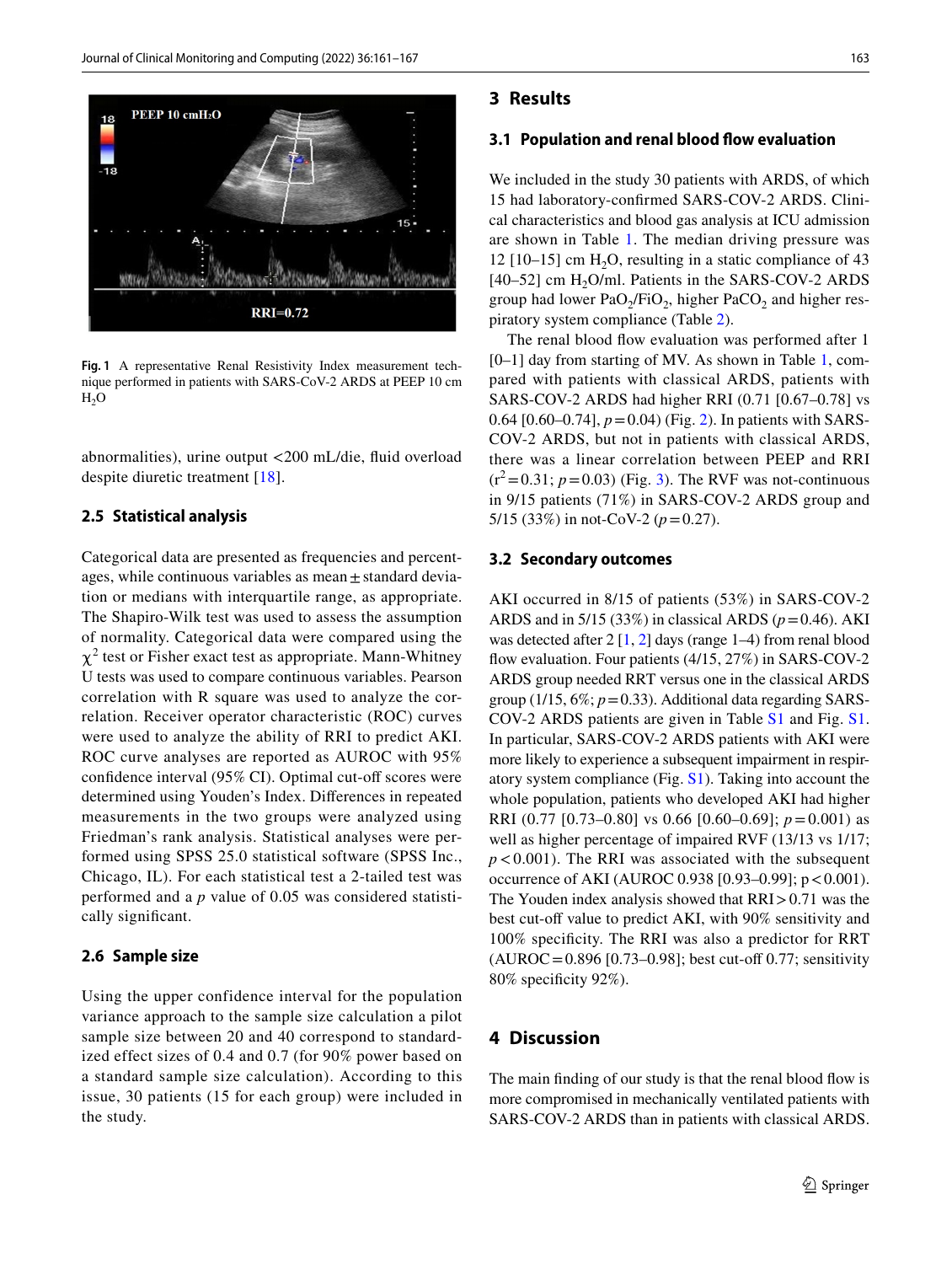Fig. 1 A representative Renal Resistivity Index measurement technique performed in patients with SARS-CoV-2 ARDS at PEEP 10 cm $H_2O$

abnormalities), urine output <200 mL/die, fluid overload despite diuretic treatment [18].

### 2.5 Statistical analysis

Categorical data are presented as frequencies and percentages, while continuous variables as mean ± standard deviation or medians with interquartile range, as appropriate. The Shapiro-Wilk test was used to assess the assumption of normality. Categorical data were compared using the $\chi^2$ test or Fisher exact test as appropriate. Mann-Whitney U tests was used to compare continuous variables. Pearson correlation with R square was used to analyze the correlation. Receiver operator characteristic (ROC) curves were used to analyze the ability of RRI to predict AKI. ROC curve analyses are reported as AUROC with 95% confidence interval (95% CI). Optimal cut-off scores were determined using Youden's Index. Differences in repeated measurements in the two groups were analyzed using Friedman's rank analysis. Statistical analyses were performed using SPSS 25.0 statistical software (SPSS Inc., Chicago, IL). For each statistical test a 2-tailed test was performed and a *p* value of 0.05 was considered statistically significant.

### 2.6 Sample size

Using the upper confidence interval for the population variance approach to the sample size calculation a pilot sample size between 20 and 40 correspond to standardized effect sizes of 0.4 and 0.7 (for 90% power based on a standard sample size calculation). According to this issue, 30 patients (15 for each group) were included in the study.

## 3 Results

### 3.1 Population and renal blood flow evaluation

We included in the study 30 patients with ARDS, of which 15 had laboratory-confirmed SARS-COV-2 ARDS. Clinical characteristics and blood gas analysis at ICU admission are shown in Table 1. The median driving pressure was 12 [10–15] cm $H_2O$, resulting in a static compliance of 43 [40–52] cm $H_2O$/ml. Patients in the SARS-COV-2 ARDS group had lower $PaO_2/FiO_2$, higher $PaCO_2$ and higher respiratory system compliance (Table 2).

The renal blood flow evaluation was performed after 1 [0–1] day from starting of MV. As shown in Table 1, compared with patients with classical ARDS, patients with SARS-COV-2 ARDS had higher RRI (0.71 [0.67–0.78] vs 0.64 [0.60–0.74], $p = 0.04$) (Fig. 2). In patients with SARS-COV-2 ARDS, but not in patients with classical ARDS, there was a linear correlation between PEEP and RRI ($r^2 = 0.31$; $p = 0.03$) (Fig. 3). The RVF was not-continuous in 9/15 patients (71%) in SARS-COV-2 ARDS group and 5/15 (33%) in not-CoV-2 ($p = 0.27$).

### 3.2 Secondary outcomes

AKI occurred in 8/15 of patients (53%) in SARS-COV-2 ARDS and in 5/15 (33%) in classical ARDS ($p = 0.46$). AKI was detected after 2 [1, 2] days (range 1–4) from renal blood flow evaluation. Four patients (4/15, 27%) in SARS-COV-2 ARDS group needed RRT versus one in the classical ARDS group (1/15, 6%; $p = 0.33$). Additional data regarding SARS-COV-2 ARDS patients are given in Table S1 and Fig. S1. In particular, SARS-COV-2 ARDS patients with AKI were more likely to experience a subsequent impairment in respiratory system compliance (Fig. S1). Taking into account the whole population, patients who developed AKI had higher RRI (0.77 [0.73–0.80] vs 0.66 [0.60–0.69]; $p = 0.001$) as well as higher percentage of impaired RVF (13/13 vs 1/17; $p < 0.001$). The RRI was associated with the subsequent occurrence of AKI (AUROC 0.938 [0.93–0.99]; $p < 0.001$). The Youden index analysis showed that RRI > 0.71 was the best cut-off value to predict AKI, with 90% sensitivity and 100% specificity. The RRI was also a predictor for RRT (AUROC = 0.896 [0.73–0.98]; best cut-off 0.77; sensitivity 80% specificity 92%).

## 4 Discussion

The main finding of our study is that the renal blood flow is more compromised in mechanically ventilated patients with SARS-COV-2 ARDS than in patients with classical ARDS.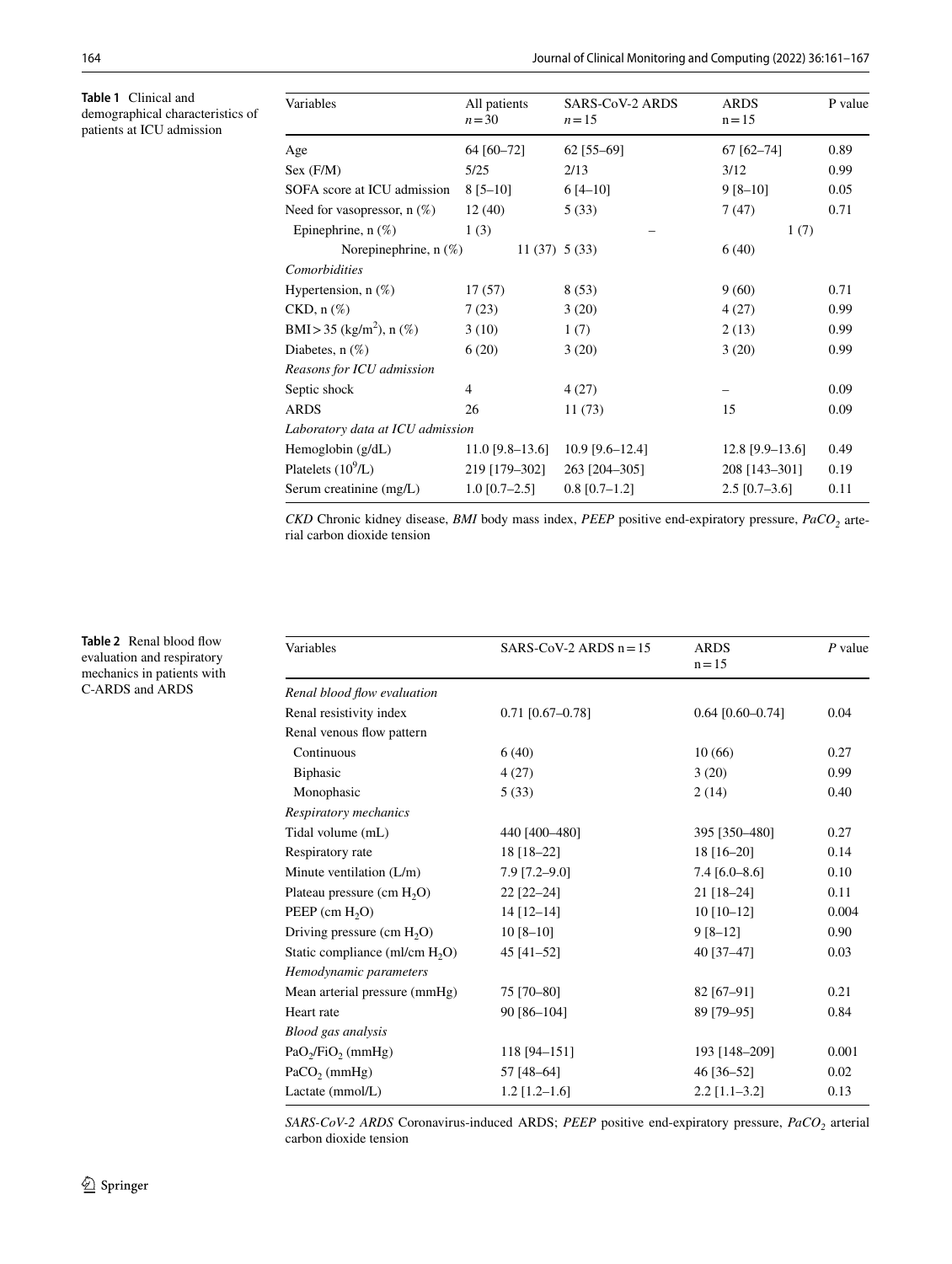**Table 1** Clinical and demographical characteristics of patients at ICU admission

| Variables | All patients $n = 30$ | SARS-CoV-2 ARDS $n = 15$ | ARDS $n = 15$ | P value |
|---|---|---|---|---|
| Age | 64 [60–72] | 62 [55–69] | 67 [62–74] | 0.89 |
| Sex (F/M) | 5/25 | 2/13 | 3/12 | 0.99 |
| SOFA score at ICU admission | 8 [5–10] | 6 [4–10] | 9 [8–10] | 0.05 |
| Need for vasopressor, n (%) | 12 (40) | 5 (33) | 7 (47) | 0.71 |
| Epinephrine, n (%) | 1 (3) | – | 1 (7) | |
| Norepinephrine, n (%) | 11 (37) | 5 (33) | 6 (40) | |
| *Comorbidities* | | | | |
| Hypertension, n (%) | 17 (57) | 8 (53) | 9 (60) | 0.71 |
| CKD, n (%) | 7 (23) | 3 (20) | 4 (27) | 0.99 |
| BMI > 35 ($kg/m^2$), n (%) | 3 (10) | 1 (7) | 2 (13) | 0.99 |
| Diabetes, n (%) | 6 (20) | 3 (20) | 3 (20) | 0.99 |
| *Reasons for ICU admission* | | | | |
| Septic shock | 4 | 4 (27) | – | 0.09 |
| ARDS | 26 | 11 (73) | 15 | 0.09 |
| *Laboratory data at ICU admission* | | | | |
| Hemoglobin (g/dL) | 11.0 [9.8–13.6] | 10.9 [9.6–12.4] | 12.8 [9.9–13.6] | 0.49 |
| Platelets ($10^9$/L) | 219 [179–302] | 263 [204–305] | 208 [143–301] | 0.19 |
| Serum creatinine (mg/L) | 1.0 [0.7–2.5] | 0.8 [0.7–1.2] | 2.5 [0.7–3.6] | 0.11 |

*CKD* Chronic kidney disease, *BMI* body mass index, *PEEP* positive end-expiratory pressure, $PaCO_2$ arterial carbon dioxide tension

**Table 2** Renal blood flow evaluation and respiratory mechanics in patients with C-ARDS and ARDS

| Variables | SARS-CoV-2 ARDS n = 15 | ARDS n = 15 | *P* value |
|---|---|---|---|
| *Renal blood flow evaluation* | | | |
| Renal resistivity index | 0.71 [0.67–0.78] | 0.64 [0.60–0.74] | 0.04 |
| Renal venous flow pattern | | | |
| Continuous | 6 (40) | 10 (66) | 0.27 |
| Biphasic | 4 (27) | 3 (20) | 0.99 |
| Monophasic | 5 (33) | 2 (14) | 0.40 |
| *Respiratory mechanics* | | | |
| Tidal volume (mL) | 440 [400–480] | 395 [350–480] | 0.27 |
| Respiratory rate | 18 [18–22] | 18 [16–20] | 0.14 |
| Minute ventilation (L/m) | 7.9 [7.2–9.0] | 7.4 [6.0–8.6] | 0.10 |
| Plateau pressure (cm $H_2O$) | 22 [22–24] | 21 [18–24] | 0.11 |
| PEEP (cm $H_2O$) | 14 [12–14] | 10 [10–12] | 0.004 |
| Driving pressure (cm $H_2O$) | 10 [8–10] | 9 [8–12] | 0.90 |
| Static compliance (ml/cm $H_2O$) | 45 [41–52] | 40 [37–47] | 0.03 |
| *Hemodynamic parameters* | | | |
| Mean arterial pressure (mmHg) | 75 [70–80] | 82 [67–91] | 0.21 |
| Heart rate | 90 [86–104] | 89 [79–95] | 0.84 |
| *Blood gas analysis* | | | |
| $PaO_2/FiO_2$ (mmHg) | 118 [94–151] | 193 [148–209] | 0.001 |
| $PaCO_2$ (mmHg) | 57 [48–64] | 46 [36–52] | 0.02 |
| Lactate (mmol/L) | 1.2 [1.2–1.6] | 2.2 [1.1–3.2] | 0.13 |

*SARS-CoV-2 ARDS* Coronavirus-induced ARDS; *PEEP* positive end-expiratory pressure, $PaCO_2$ arterial carbon dioxide tension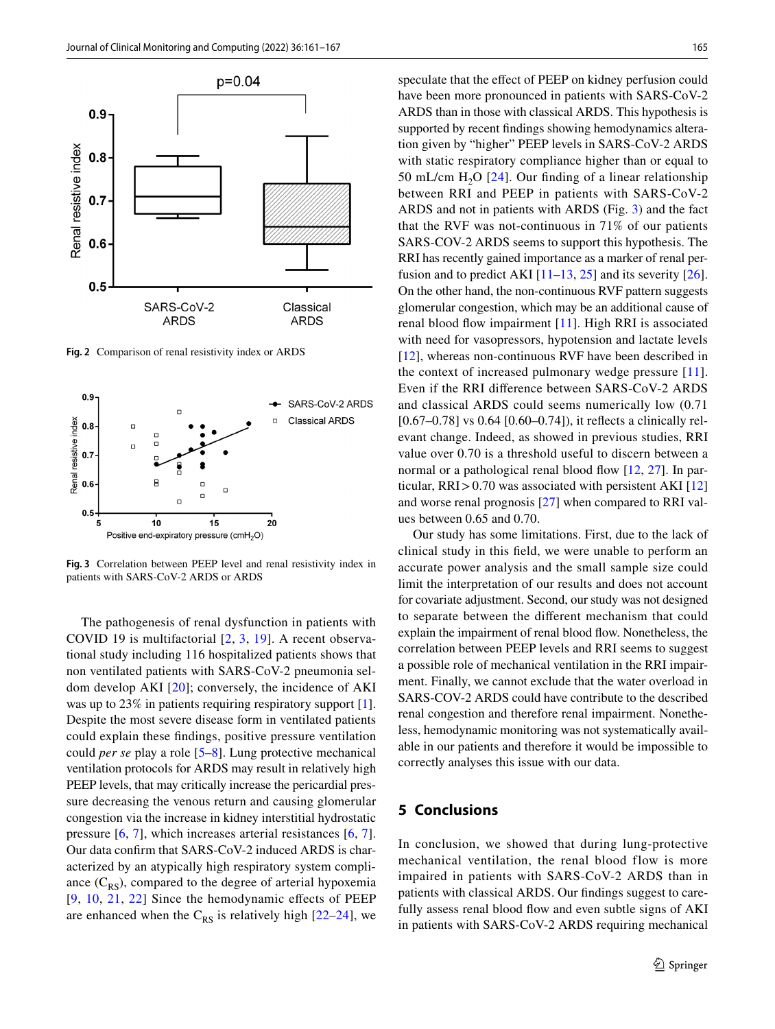Fig. 2 Comparison of renal resistivity index or ARDS

Fig. 3 Correlation between PEEP level and renal resistivity index in patients with SARS-CoV-2 ARDS or ARDS

The pathogenesis of renal dysfunction in patients with COVID 19 is multifactorial [2, 3, 19]. A recent observational study including 116 hospitalized patients shows that non ventilated patients with SARS-CoV-2 pneumonia seldom develop AKI [20]; conversely, the incidence of AKI was up to 23% in patients requiring respiratory support [1]. Despite the most severe disease form in ventilated patients could explain these findings, positive pressure ventilation could *per se* play a role [5–8]. Lung protective mechanical ventilation protocols for ARDS may result in relatively high PEEP levels, that may critically increase the pericardial pressure decreasing the venous return and causing glomerular congestion via the increase in kidney interstitial hydrostatic pressure [6, 7], which increases arterial resistances [6, 7]. Our data confirm that SARS-CoV-2 induced ARDS is characterized by an atypically high respiratory system compliance ($C_{RS}$), compared to the degree of arterial hypoxemia [9, 10, 21, 22] Since the hemodynamic effects of PEEP are enhanced when the $C_{RS}$ is relatively high [22–24], we speculate that the effect of PEEP on kidney perfusion could have been more pronounced in patients with SARS-CoV-2 ARDS than in those with classical ARDS. This hypothesis is supported by recent findings showing hemodynamics alteration given by "higher" PEEP levels in SARS-CoV-2 ARDS with static respiratory compliance higher than or equal to 50 mL/cm $H_2O$ [24]. Our finding of a linear relationship between RRI and PEEP in patients with SARS-CoV-2 ARDS and not in patients with ARDS (Fig. 3) and the fact that the RVF was not-continuous in 71% of our patients SARS-COV-2 ARDS seems to support this hypothesis. The RRI has recently gained importance as a marker of renal perfusion and to predict AKI [11–13, 25] and its severity [26]. On the other hand, the non-continuous RVF pattern suggests glomerular congestion, which may be an additional cause of renal blood flow impairment [11]. High RRI is associated with need for vasopressors, hypotension and lactate levels [12], whereas non-continuous RVF have been described in the context of increased pulmonary wedge pressure [11]. Even if the RRI difference between SARS-CoV-2 ARDS and classical ARDS could seems numerically low (0.71 [0.67–0.78] vs 0.64 [0.60–0.74]), it reflects a clinically relevant change. Indeed, as showed in previous studies, RRI value over 0.70 is a threshold useful to discern between a normal or a pathological renal blood flow [12, 27]. In particular, RRI > 0.70 was associated with persistent AKI [12] and worse renal prognosis [27] when compared to RRI values between 0.65 and 0.70.

Our study has some limitations. First, due to the lack of clinical study in this field, we were unable to perform an accurate power analysis and the small sample size could limit the interpretation of our results and does not account for covariate adjustment. Second, our study was not designed to separate between the different mechanism that could explain the impairment of renal blood flow. Nonetheless, the correlation between PEEP levels and RRI seems to suggest a possible role of mechanical ventilation in the RRI impairment. Finally, we cannot exclude that the water overload in SARS-COV-2 ARDS could have contribute to the described renal congestion and therefore renal impairment. Nonetheless, hemodynamic monitoring was not systematically available in our patients and therefore it would be impossible to correctly analyses this issue with our data.

## 5 Conclusions

In conclusion, we showed that during lung-protective mechanical ventilation, the renal blood flow is more impaired in patients with SARS-CoV-2 ARDS than in patients with classical ARDS. Our findings suggest to carefully assess renal blood flow and even subtle signs of AKI in patients with SARS-CoV-2 ARDS requiring mechanical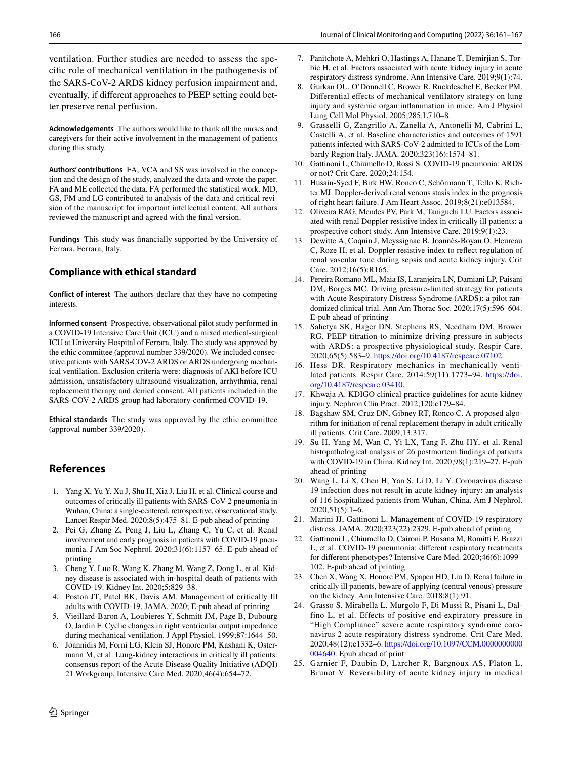ventilation. Further studies are needed to assess the specific role of mechanical ventilation in the pathogenesis of the SARS-CoV-2 ARDS kidney perfusion impairment and, eventually, if different approaches to PEEP setting could better preserve renal perfusion.

**Acknowledgements** The authors would like to thank all the nurses and caregivers for their active involvement in the management of patients during this study.

**Authors' contributions** FA, VCA and SS was involved in the conception and the design of the study, analyzed the data and wrote the paper. FA and ME collected the data. FA performed the statistical work. MD, GS, FM and LG contributed to analysis of the data and critical revision of the manuscript for important intellectual content. All authors reviewed the manuscript and agreed with the final version.

**Fundings** This study was financially supported by the University of Ferrara, Ferrara, Italy.

## Compliance with ethical standard

**Conflict of interest** The authors declare that they have no competing interests.

**Informed consent** Prospective, observational pilot study performed in a COVID-19 Intensive Care Unit (ICU) and a mixed medical-surgical ICU at University Hospital of Ferrara, Italy. The study was approved by the ethic committee (approval number 339/2020). We included consecutive patients with SARS-COV-2 ARDS or ARDS undergoing mechanical ventilation. Exclusion criteria were: diagnosis of AKI before ICU admission, unsatisfactory ultrasound visualization, arrhythmia, renal replacement therapy and denied consent. All patients included in the SARS-COV-2 ARDS group had laboratory-confirmed COVID-19.

**Ethical standards** The study was approved by the ethic committee (approval number 339/2020).

## References

1. Yang X, Yu Y, Xu J, Shu H, Xia J, Liu H, et al. Clinical course and outcomes of critically ill patients with SARS-CoV-2 pneumonia in Wuhan, China: a single-centered, retrospective, observational study. Lancet Respir Med. 2020;8(5):475–81. E-pub ahead of printing
2. Pei G, Zhang Z, Peng J, Liu L, Zhang C, Yu C, et al. Renal involvement and early prognosis in patients with COVID-19 pneumonia. J Am Soc Nephrol. 2020;31(6):1157–65. E-pub ahead of printing
3. Cheng Y, Luo R, Wang K, Zhang M, Wang Z, Dong L, et al. Kidney disease is associated with in-hospital death of patients with COVID-19. Kidney Int. 2020;5:829–38.
4. Poston JT, Patel BK, Davis AM. Management of critically Ill adults with COVID-19. JAMA. 2020; E-pub ahead of printing
5. Vieillard-Baron A, Loubieres Y, Schmitt JM, Page B, Dubourg O, Jardin F. Cyclic changes in right ventricular output impedance during mechanical ventilation. J Appl Physiol. 1999;87:1644–50.
6. Joannidis M, Forni LG, Klein SJ, Honore PM, Kashani K, Ostermann M, et al. Lung-kidney interactions in critically ill patients: consensus report of the Acute Disease Quality Initiative (ADQI) 21 Workgroup. Intensive Care Med. 2020;46(4):654–72.
7. Panitchote A, Mehkri O, Hastings A, Hanane T, Demirjian S, Torbic H, et al. Factors associated with acute kidney injury in acute respiratory distress syndrome. Ann Intensive Care. 2019;9(1):74.
8. Gurkan OU, O'Donnell C, Brower R, Ruckdeschel E, Becker PM. Differential effects of mechanical ventilatory strategy on lung injury and systemic organ inflammation in mice. Am J Physiol Lung Cell Mol Physiol. 2005;285:L710–8.
9. Grasselli G, Zangrillo A, Zanella A, Antonelli M, Cabrini L, Castelli A, et al. Baseline characteristics and outcomes of 1591 patients infected with SARS-CoV-2 admitted to ICUs of the Lombardy Region Italy. JAMA. 2020;323(16):1574–81.
10. Gattinoni L, Chiumello D, Rossi S. COVID-19 pneumonia: ARDS or not? Crit Care. 2020;24:154.
11. Husain-Syed F, Birk HW, Ronco C, Schörmann T, Tello K, Richter MJ. Doppler-derived renal venous stasis index in the prognosis of right heart failure. J Am Heart Assoc. 2019;8(21):e013584.
12. Oliveira RAG, Mendes PV, Park M, Taniguchi LU. Factors associated with renal Doppler resistive index in critically ill patients: a prospective cohort study. Ann Intensive Care. 2019;9(1):23.
13. Dewitte A, Coquin J, Meyssignac B, Joannès-Boyau O, Fleureau C, Roze H, et al. Doppler resistive index to reflect regulation of renal vascular tone during sepsis and acute kidney injury. Crit Care. 2012;16(5):R165.
14. Pereira Romano ML, Maia IS, Laranjeira LN, Damiani LP, Paisani DM, Borges MC. Driving pressure-limited strategy for patients with Acute Respiratory Distress Syndrome (ARDS): a pilot randomized clinical trial. Ann Am Thorac Soc. 2020;17(5):596–604. E-pub ahead of printing
15. Sahetya SK, Hager DN, Stephens RS, Needham DM, Brower RG. PEEP titration to minimize driving pressure in subjects with ARDS: a prospective physiological study. Respir Care. 2020;65(5):583–9. https://doi.org/10.4187/respcare.07102.
16. Hess DR. Respiratory mechanics in mechanically ventilated patients. Respir Care. 2014;59(11):1773–94. https://doi.org/10.4187/respcare.03410.
17. Khwaja A. KDIGO clinical practice guidelines for acute kidney injury. Nephron Clin Pract. 2012;120:c179–84.
18. Bagshaw SM, Cruz DN, Gibney RT, Ronco C. A proposed algorithm for initiation of renal replacement therapy in adult critically ill patients. Crit Care. 2009;13:317.
19. Su H, Yang M, Wan C, Yi LX, Tang F, Zhu HY, et al. Renal histopathological analysis of 26 postmortem findings of patients with COVID-19 in China. Kidney Int. 2020;98(1):219–27. E-pub ahead of printing
20. Wang L, Li X, Chen H, Yan S, Li D, Li Y. Coronavirus disease 19 infection does not result in acute kidney injury: an analysis of 116 hospitalized patients from Wuhan, China. Am J Nephrol. 2020;51(5):1–6.
21. Marini JJ, Gattinoni L. Management of COVID-19 respiratory distress. JAMA. 2020;323(22):2329. E-pub ahead of printing
22. Gattinoni L, Chiumello D, Caironi P, Busana M, Romitti F, Brazzi L, et al. COVID-19 pneumonia: different respiratory treatments for different phenotypes? Intensive Care Med. 2020;46(6):1099–102. E-pub ahead of printing
23. Chen X, Wang X, Honore PM, Spapen HD, Liu D. Renal failure in critically ill patients, beware of applying (central venous) pressure on the kidney. Ann Intensive Care. 2018;8(1):91.
24. Grasso S, Mirabella L, Murgolo F, Di Mussi R, Pisani L, Dalfino L, et al. Effects of positive end-expiratory pressure in "High Compliance" severe acute respiratory syndrome coronavirus 2 acute respiratory distress syndrome. Crit Care Med. 2020;48(12):e1332–6. https://doi.org/10.1097/CCM.0000000000004640. Epub ahead of print
25. Garnier F, Daubin D, Larcher R, Bargnoux AS, Platon L, Brunot V. Reversibility of acute kidney injury in medical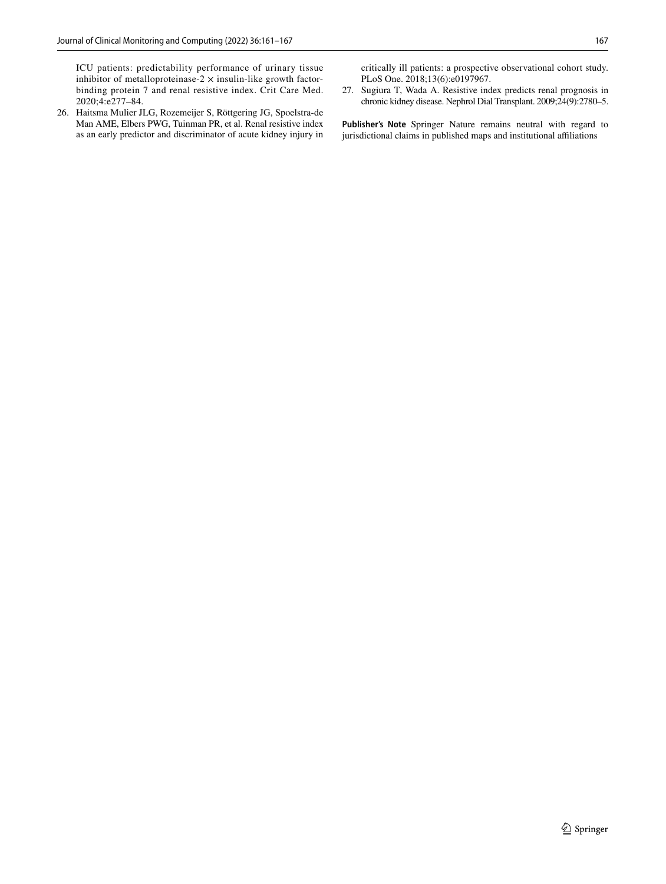ICU patients: predictability performance of urinary tissue inhibitor of metalloproteinase-2 × insulin-like growth factor-binding protein 7 and renal resistive index. Crit Care Med. 2020;4:e277–84.

26. Haitsma Mulier JLG, Rozemeijer S, Röttgering JG, Spoelstra-de Man AME, Elbers PWG, Tuinman PR, et al. Renal resistive index as an early predictor and discriminator of acute kidney injury in critically ill patients: a prospective observational cohort study. PLoS One. 2018;13(6):e0197967.
27. Sugiura T, Wada A. Resistive index predicts renal prognosis in chronic kidney disease. Nephrol Dial Transplant. 2009;24(9):2780–5.

**Publisher's Note** Springer Nature remains neutral with regard to jurisdictional claims in published maps and institutional affiliations